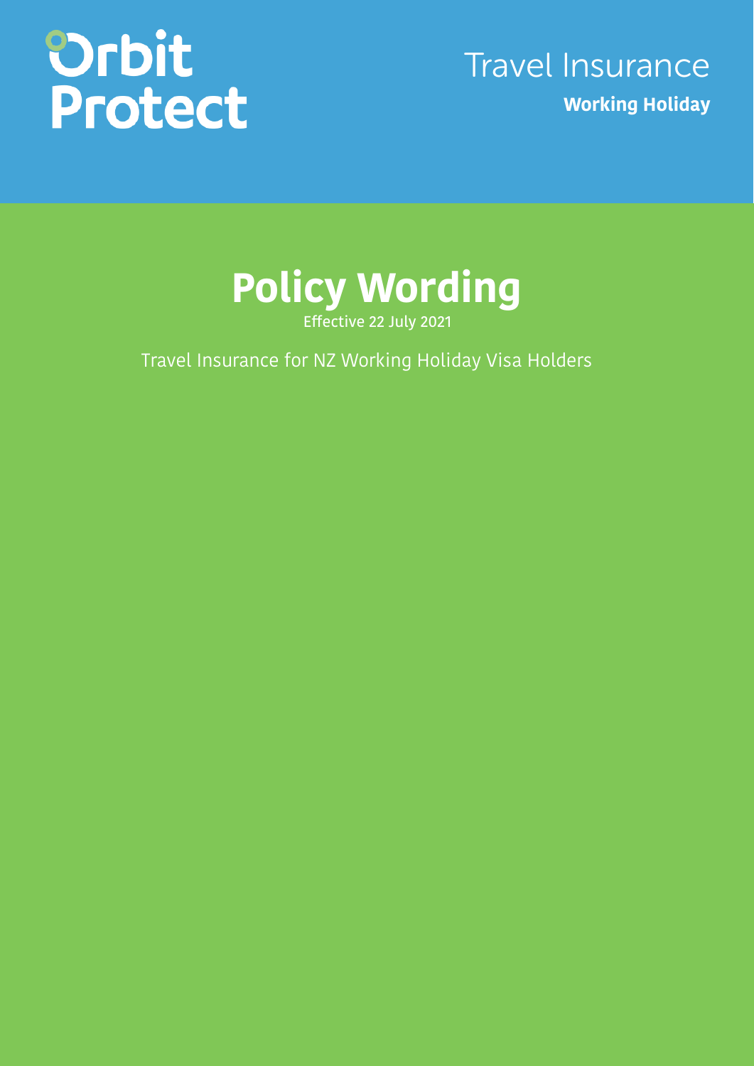Orbit Protect

Travel Insurance

**Working Holiday**

# Policy Wording

Effective 22 July 2021

Travel Insurance for NZ Working Holiday Visa Holders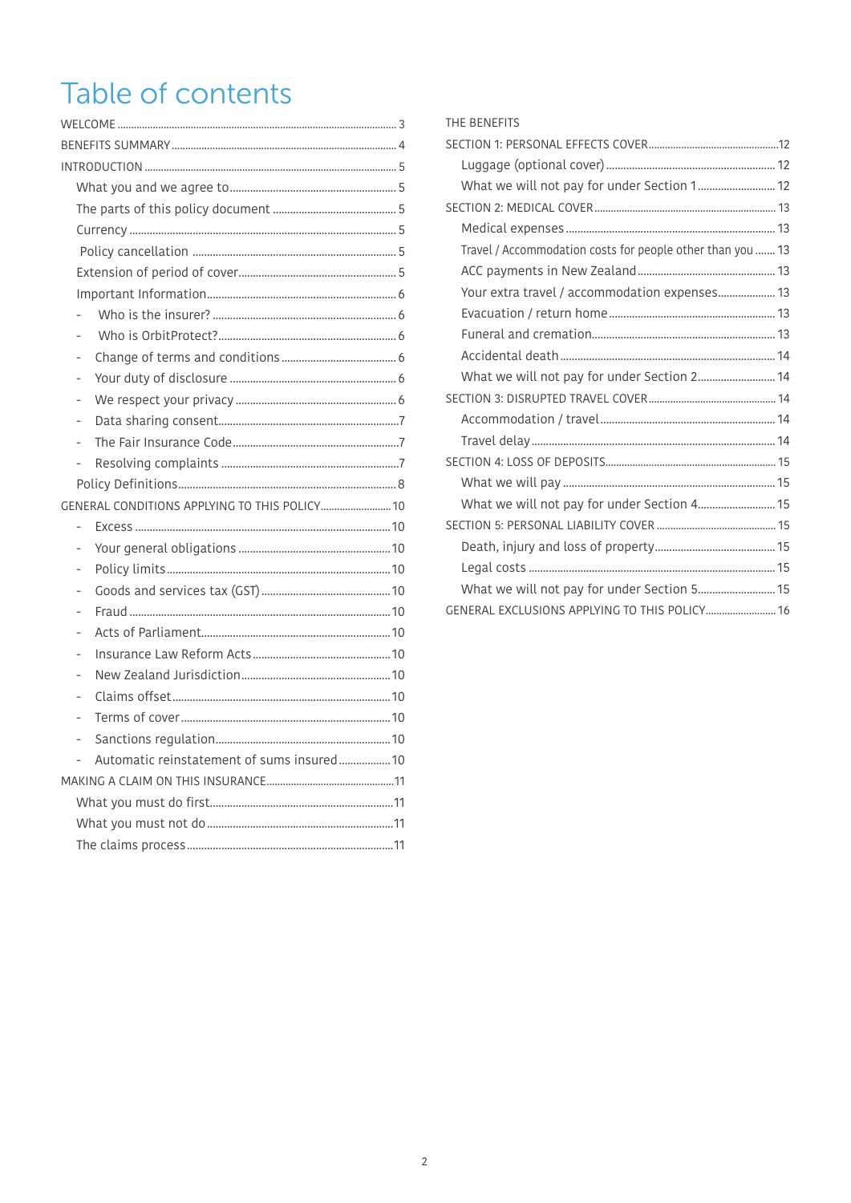# Table of contents

WELCOME ..... 3

BENEFITS SUMMARY ..... 4

INTRODUCTION ..... 5

- What you and we agree to ..... 5
- The parts of this policy document ..... 5
- Currency ..... 5
- Policy cancellation ..... 5
- Extension of period of cover ..... 5
- Important Information ..... 6
  - Who is the insurer? ..... 6
  - Who is OrbitProtect? ..... 6
  - Change of terms and conditions ..... 6
  - Your duty of disclosure ..... 6
  - We respect your privacy ..... 6
  - Data sharing consent ..... 7
  - The Fair Insurance Code ..... 7
  - Resolving complaints ..... 7
- Policy Definitions ..... 8

GENERAL CONDITIONS APPLYING TO THIS POLICY ..... 10

- Excess ..... 10
- Your general obligations ..... 10
- Policy limits ..... 10
- Goods and services tax (GST) ..... 10
- Fraud ..... 10
- Acts of Parliament ..... 10
- Insurance Law Reform Acts ..... 10
- New Zealand Jurisdiction ..... 10
- Claims offset ..... 10
- Terms of cover ..... 10
- Sanctions regulation ..... 10
- Automatic reinstatement of sums insured ..... 10

MAKING A CLAIM ON THIS INSURANCE ..... 11

- What you must do first ..... 11
- What you must not do ..... 11
- The claims process ..... 11

THE BENEFITS

SECTION 1: PERSONAL EFFECTS COVER ..... 12

- Luggage (optional cover) ..... 12
- What we will not pay for under Section 1 ..... 12

SECTION 2: MEDICAL COVER ..... 13

- Medical expenses ..... 13
- Travel / Accommodation costs for people other than you ..... 13
- ACC payments in New Zealand ..... 13
- Your extra travel / accommodation expenses ..... 13
- Evacuation / return home ..... 13
- Funeral and cremation ..... 13
- Accidental death ..... 14
- What we will not pay for under Section 2 ..... 14

SECTION 3: DISRUPTED TRAVEL COVER ..... 14

- Accommodation / travel ..... 14
- Travel delay ..... 14

SECTION 4: LOSS OF DEPOSITS ..... 15

- What we will pay ..... 15
- What we will not pay for under Section 4 ..... 15

SECTION 5: PERSONAL LIABILITY COVER ..... 15

- Death, injury and loss of property ..... 15
- Legal costs ..... 15
- What we will not pay for under Section 5 ..... 15

GENERAL EXCLUSIONS APPLYING TO THIS POLICY ..... 16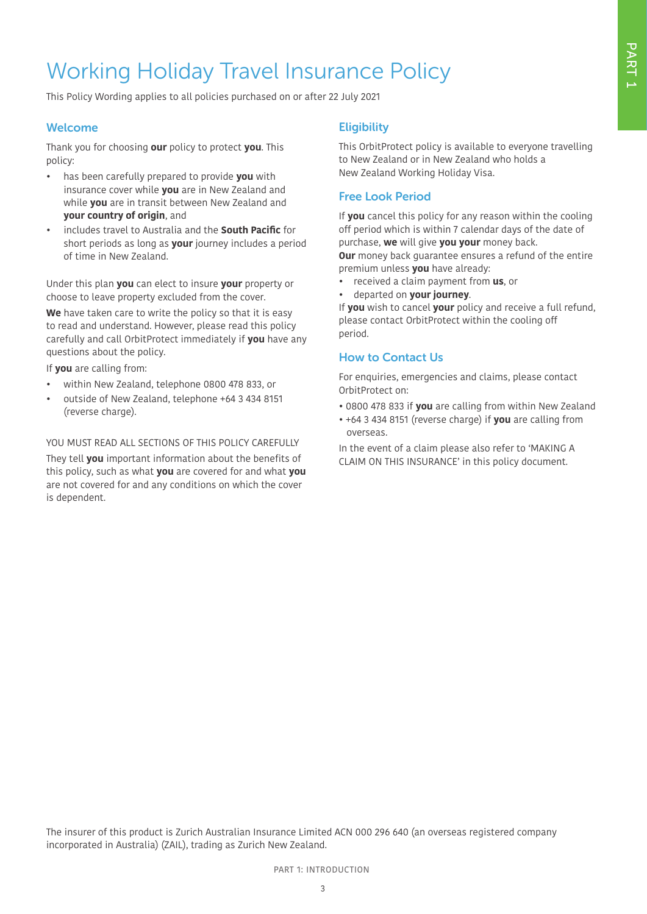# Working Holiday Travel Insurance Policy

This Policy Wording applies to all policies purchased on or after 22 July 2021

## Welcome

Thank you for choosing **our** policy to protect **you**. This policy:

- has been carefully prepared to provide **you** with insurance cover while **you** are in New Zealand and while **you** are in transit between New Zealand and **your country of origin**, and
- includes travel to Australia and the **South Pacific** for short periods as long as **your** journey includes a period of time in New Zealand.

Under this plan **you** can elect to insure **your** property or choose to leave property excluded from the cover.

**We** have taken care to write the policy so that it is easy to read and understand. However, please read this policy carefully and call OrbitProtect immediately if **you** have any questions about the policy.

If **you** are calling from:

- within New Zealand, telephone 0800 478 833, or
- outside of New Zealand, telephone +64 3 434 8151 (reverse charge).

YOU MUST READ ALL SECTIONS OF THIS POLICY CAREFULLY

They tell **you** important information about the benefits of this policy, such as what **you** are covered for and what **you** are not covered for and any conditions on which the cover is dependent.

## Eligibility

This OrbitProtect policy is available to everyone travelling to New Zealand or in New Zealand who holds a New Zealand Working Holiday Visa.

## Free Look Period

If **you** cancel this policy for any reason within the cooling off period which is within 7 calendar days of the date of purchase, **we** will give **you your** money back.
**Our** money back guarantee ensures a refund of the entire premium unless **you** have already:

- received a claim payment from **us**, or
- departed on **your journey**.

If **you** wish to cancel **your** policy and receive a full refund, please contact OrbitProtect within the cooling off period.

## How to Contact Us

For enquiries, emergencies and claims, please contact OrbitProtect on:

- 0800 478 833 if **you** are calling from within New Zealand
- +64 3 434 8151 (reverse charge) if **you** are calling from overseas.

In the event of a claim please also refer to 'MAKING A CLAIM ON THIS INSURANCE' in this policy document.

The insurer of this product is Zurich Australian Insurance Limited ACN 000 296 640 (an overseas registered company incorporated in Australia) (ZAIL), trading as Zurich New Zealand.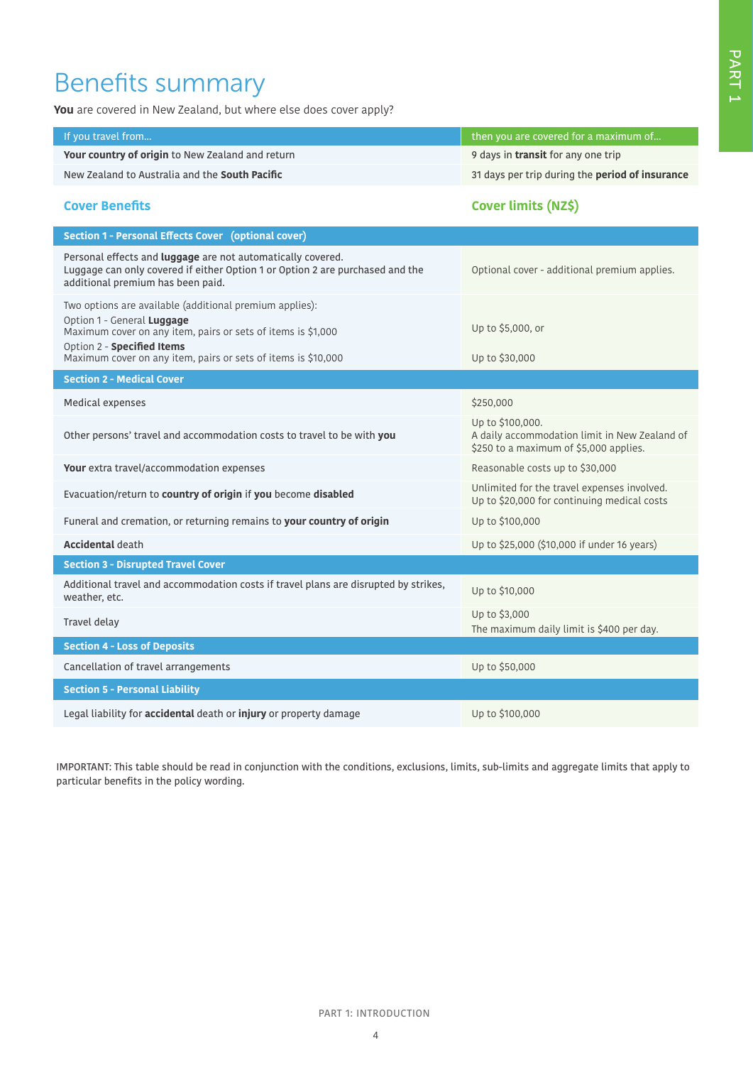# Benefits summary

**You** are covered in New Zealand, but where else does cover apply?

| If you travel from... | then you are covered for a maximum of... |
|---|---|
| **Your country of origin** to New Zealand and return | 9 days in **transit** for any one trip |
| New Zealand to Australia and the **South Pacific** | 31 days per trip during the **period of insurance** |

| Cover Benefits | Cover limits (NZ$) |
|---|---|
| **Section 1 - Personal Effects Cover (optional cover)** | |
| Personal effects and **luggage** are not automatically covered. Luggage can only covered if either Option 1 or Option 2 are purchased and the additional premium has been paid. | Optional cover - additional premium applies. |
| Two options are available (additional premium applies):<br>Option 1 - General **Luggage**<br>Maximum cover on any item, pairs or sets of items is $1,000<br>Option 2 - **Specified Items**<br>Maximum cover on any item, pairs or sets of items is $10,000 | Up to $5,000, or<br><br>Up to $30,000 |
| **Section 2 - Medical Cover** | |
| Medical expenses | $250,000 |
| Other persons' travel and accommodation costs to travel to be with **you** | Up to $100,000.<br>A daily accommodation limit in New Zealand of $250 to a maximum of $5,000 applies. |
| **Your** extra travel/accommodation expenses | Reasonable costs up to $30,000 |
| Evacuation/return to **country of origin** if **you** become **disabled** | Unlimited for the travel expenses involved.<br>Up to $20,000 for continuing medical costs |
| Funeral and cremation, or returning remains to **your country of origin** | Up to $100,000 |
| **Accidental** death | Up to $25,000 ($10,000 if under 16 years) |
| **Section 3 - Disrupted Travel Cover** | |
| Additional travel and accommodation costs if travel plans are disrupted by strikes, weather, etc. | Up to $10,000 |
| Travel delay | Up to $3,000<br>The maximum daily limit is $400 per day. |
| **Section 4 - Loss of Deposits** | |
| Cancellation of travel arrangements | Up to $50,000 |
| **Section 5 - Personal Liability** | |
| Legal liability for **accidental** death or **injury** or property damage | Up to $100,000 |

IMPORTANT: This table should be read in conjunction with the conditions, exclusions, limits, sub-limits and aggregate limits that apply to particular benefits in the policy wording.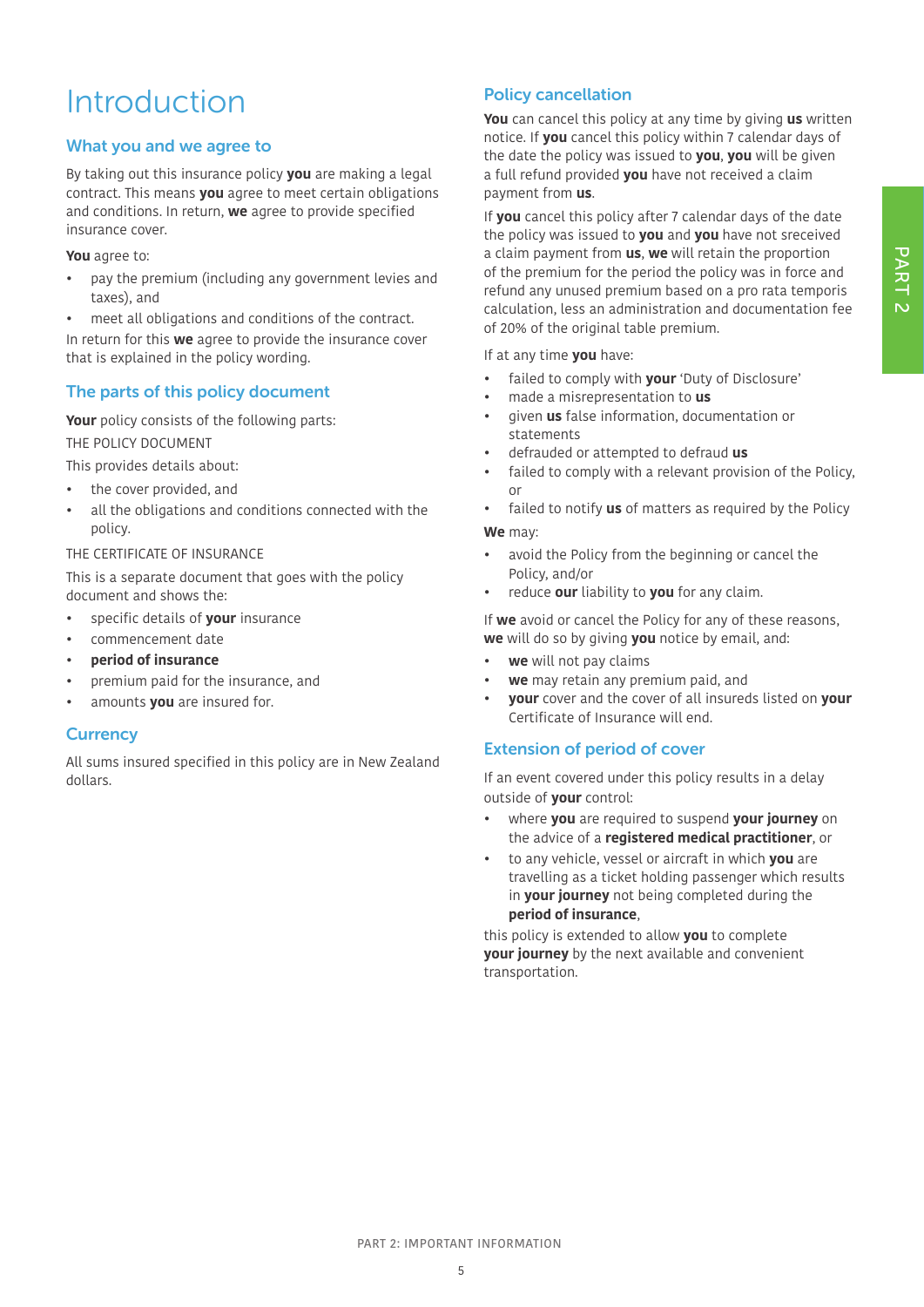# Introduction

## What you and we agree to

By taking out this insurance policy **you** are making a legal contract. This means **you** agree to meet certain obligations and conditions. In return, **we** agree to provide specified insurance cover.

**You** agree to:

- pay the premium (including any government levies and taxes), and
- meet all obligations and conditions of the contract.

In return for this **we** agree to provide the insurance cover that is explained in the policy wording.

## The parts of this policy document

**Your** policy consists of the following parts:

THE POLICY DOCUMENT

This provides details about:

- the cover provided, and
- all the obligations and conditions connected with the policy.

THE CERTIFICATE OF INSURANCE

This is a separate document that goes with the policy document and shows the:

- specific details of **your** insurance
- commencement date
- **period of insurance**
- premium paid for the insurance, and
- amounts **you** are insured for.

## Currency

All sums insured specified in this policy are in New Zealand dollars.

## Policy cancellation

**You** can cancel this policy at any time by giving **us** written notice. If **you** cancel this policy within 7 calendar days of the date the policy was issued to **you**, **you** will be given a full refund provided **you** have not received a claim payment from **us**.

If **you** cancel this policy after 7 calendar days of the date the policy was issued to **you** and **you** have not sreceived a claim payment from **us**, **we** will retain the proportion of the premium for the period the policy was in force and refund any unused premium based on a pro rata temporis calculation, less an administration and documentation fee of 20% of the original table premium.

If at any time **you** have:

- failed to comply with **your** 'Duty of Disclosure'
- made a misrepresentation to **us**
- given **us** false information, documentation or statements
- defrauded or attempted to defraud **us**
- failed to comply with a relevant provision of the Policy, or
- failed to notify **us** of matters as required by the Policy

**We** may:

- avoid the Policy from the beginning or cancel the Policy, and/or
- reduce **our** liability to **you** for any claim.

If **we** avoid or cancel the Policy for any of these reasons, **we** will do so by giving **you** notice by email, and:

- **we** will not pay claims
- **we** may retain any premium paid, and
- **your** cover and the cover of all insureds listed on **your** Certificate of Insurance will end.

## Extension of period of cover

If an event covered under this policy results in a delay outside of **your** control:

- where **you** are required to suspend **your journey** on the advice of a **registered medical practitioner**, or
- to any vehicle, vessel or aircraft in which **you** are travelling as a ticket holding passenger which results in **your journey** not being completed during the **period of insurance**,

this policy is extended to allow **you** to complete **your journey** by the next available and convenient transportation.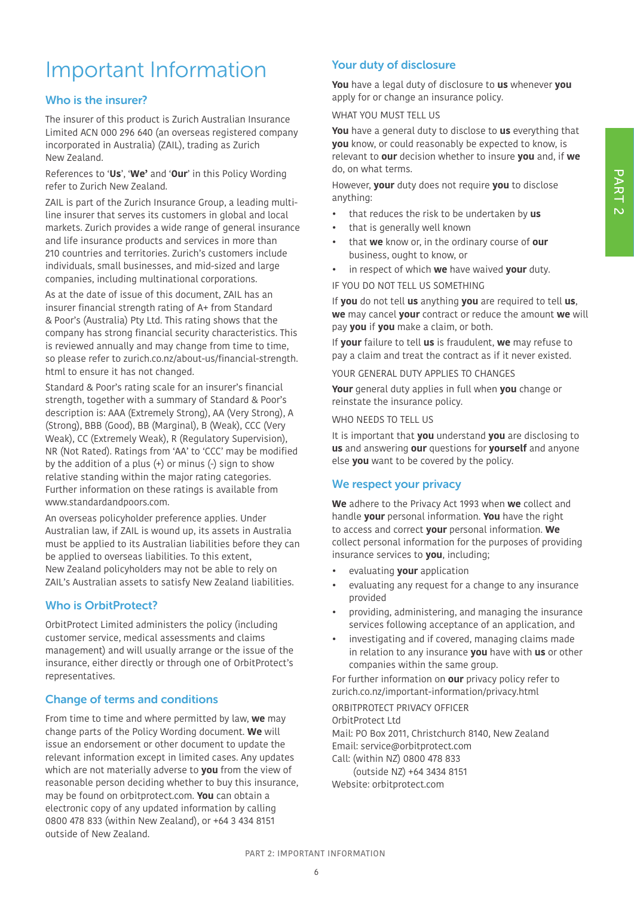# Important Information

## Who is the insurer?

The insurer of this product is Zurich Australian Insurance Limited ACN 000 296 640 (an overseas registered company incorporated in Australia) (ZAIL), trading as Zurich New Zealand.

References to '**Us**', '**We'** and '**Our**' in this Policy Wording refer to Zurich New Zealand.

ZAIL is part of the Zurich Insurance Group, a leading multi-line insurer that serves its customers in global and local markets. Zurich provides a wide range of general insurance and life insurance products and services in more than 210 countries and territories. Zurich's customers include individuals, small businesses, and mid-sized and large companies, including multinational corporations.

As at the date of issue of this document, ZAIL has an insurer financial strength rating of A+ from Standard & Poor's (Australia) Pty Ltd. This rating shows that the company has strong financial security characteristics. This is reviewed annually and may change from time to time, so please refer to zurich.co.nz/about-us/financial-strength.html to ensure it has not changed.

Standard & Poor's rating scale for an insurer's financial strength, together with a summary of Standard & Poor's description is: AAA (Extremely Strong), AA (Very Strong), A (Strong), BBB (Good), BB (Marginal), B (Weak), CCC (Very Weak), CC (Extremely Weak), R (Regulatory Supervision), NR (Not Rated). Ratings from 'AA' to 'CCC' may be modified by the addition of a plus (+) or minus (-) sign to show relative standing within the major rating categories. Further information on these ratings is available from www.standardandpoors.com.

An overseas policyholder preference applies. Under Australian law, if ZAIL is wound up, its assets in Australia must be applied to its Australian liabilities before they can be applied to overseas liabilities. To this extent, New Zealand policyholders may not be able to rely on ZAIL's Australian assets to satisfy New Zealand liabilities.

## Who is OrbitProtect?

OrbitProtect Limited administers the policy (including customer service, medical assessments and claims management) and will usually arrange or the issue of the insurance, either directly or through one of OrbitProtect's representatives.

## Change of terms and conditions

From time to time and where permitted by law, **we** may change parts of the Policy Wording document. **We** will issue an endorsement or other document to update the relevant information except in limited cases. Any updates which are not materially adverse to **you** from the view of reasonable person deciding whether to buy this insurance, may be found on orbitprotect.com. **You** can obtain a electronic copy of any updated information by calling 0800 478 833 (within New Zealand), or +64 3 434 8151 outside of New Zealand.

## Your duty of disclosure

**You** have a legal duty of disclosure to **us** whenever **you** apply for or change an insurance policy.

WHAT YOU MUST TELL US

**You** have a general duty to disclose to **us** everything that **you** know, or could reasonably be expected to know, is relevant to **our** decision whether to insure **you** and, if **we** do, on what terms.

However, **your** duty does not require **you** to disclose anything:

- that reduces the risk to be undertaken by **us**
- that is generally well known
- that **we** know or, in the ordinary course of **our** business, ought to know, or
- in respect of which **we** have waived **your** duty.

IF YOU DO NOT TELL US SOMETHING

If **you** do not tell **us** anything **you** are required to tell **us**, **we** may cancel **your** contract or reduce the amount **we** will pay **you** if **you** make a claim, or both.

If **your** failure to tell **us** is fraudulent, **we** may refuse to pay a claim and treat the contract as if it never existed.

YOUR GENERAL DUTY APPLIES TO CHANGES

**Your** general duty applies in full when **you** change or reinstate the insurance policy.

WHO NEEDS TO TELL US

It is important that **you** understand **you** are disclosing to **us** and answering **our** questions for **yourself** and anyone else **you** want to be covered by the policy.

## We respect your privacy

**We** adhere to the Privacy Act 1993 when **we** collect and handle **your** personal information. **You** have the right to access and correct **your** personal information. **We** collect personal information for the purposes of providing insurance services to **you**, including;

- evaluating **your** application
- evaluating any request for a change to any insurance provided
- providing, administering, and managing the insurance services following acceptance of an application, and
- investigating and if covered, managing claims made in relation to any insurance **you** have with **us** or other companies within the same group.

For further information on **our** privacy policy refer to zurich.co.nz/important-information/privacy.html

ORBITPROTECT PRIVACY OFFICER
OrbitProtect Ltd
Mail: PO Box 2011, Christchurch 8140, New Zealand
Email: service@orbitprotect.com
Call: (within NZ) 0800 478 833
(outside NZ) +64 3434 8151
Website: orbitprotect.com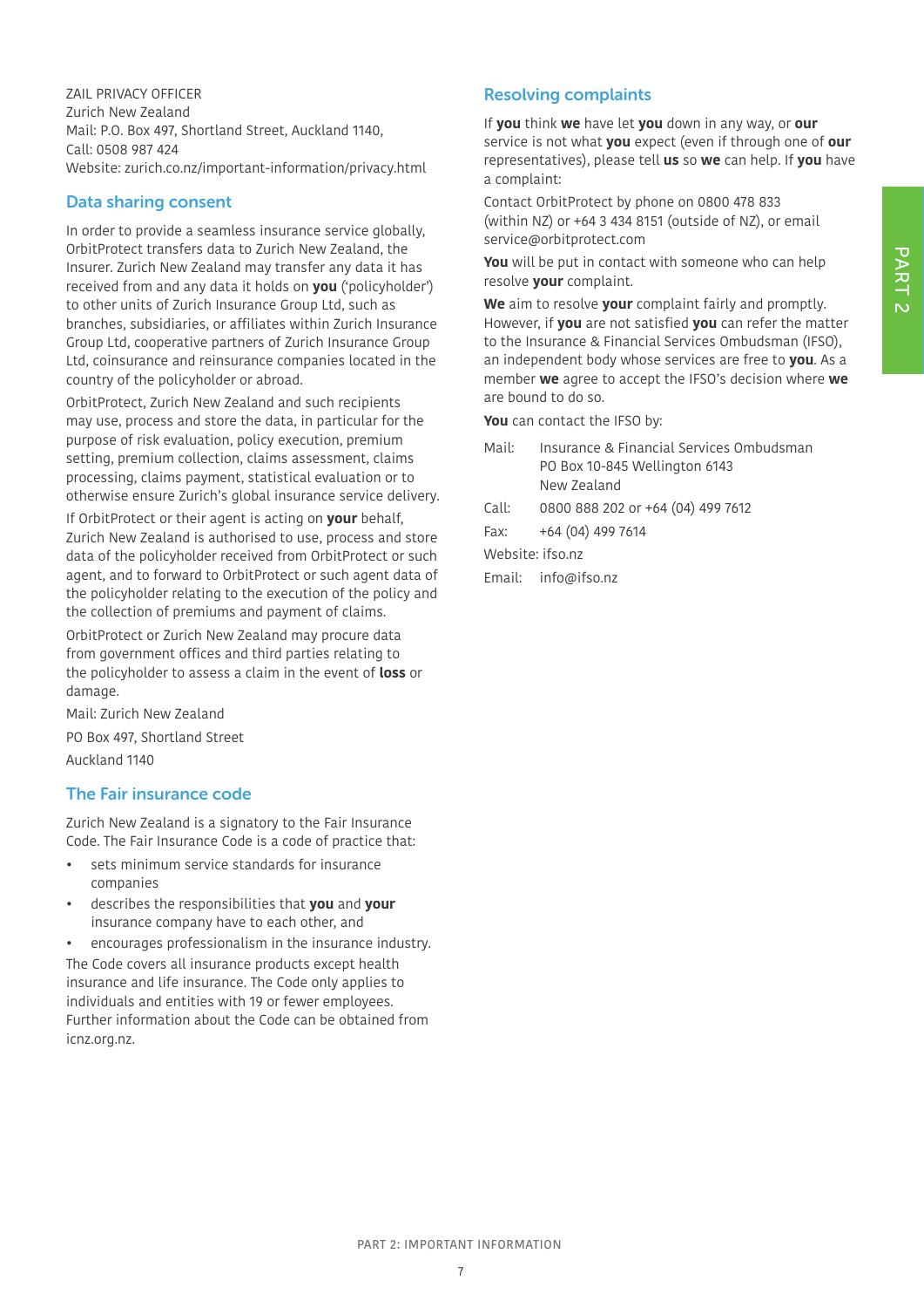ZAIL PRIVACY OFFICER
Zurich New Zealand
Mail: P.O. Box 497, Shortland Street, Auckland 1140,
Call: 0508 987 424
Website: zurich.co.nz/important-information/privacy.html

## Data sharing consent

In order to provide a seamless insurance service globally, OrbitProtect transfers data to Zurich New Zealand, the Insurer. Zurich New Zealand may transfer any data it has received from and any data it holds on **you** ('policyholder') to other units of Zurich Insurance Group Ltd, such as branches, subsidiaries, or affiliates within Zurich Insurance Group Ltd, cooperative partners of Zurich Insurance Group Ltd, coinsurance and reinsurance companies located in the country of the policyholder or abroad.

OrbitProtect, Zurich New Zealand and such recipients may use, process and store the data, in particular for the purpose of risk evaluation, policy execution, premium setting, premium collection, claims assessment, claims processing, claims payment, statistical evaluation or to otherwise ensure Zurich's global insurance service delivery.

If OrbitProtect or their agent is acting on **your** behalf, Zurich New Zealand is authorised to use, process and store data of the policyholder received from OrbitProtect or such agent, and to forward to OrbitProtect or such agent data of the policyholder relating to the execution of the policy and the collection of premiums and payment of claims.

OrbitProtect or Zurich New Zealand may procure data from government offices and third parties relating to the policyholder to assess a claim in the event of **loss** or damage.

Mail: Zurich New Zealand

PO Box 497, Shortland Street

Auckland 1140

## The Fair insurance code

Zurich New Zealand is a signatory to the Fair Insurance Code. The Fair Insurance Code is a code of practice that:

- sets minimum service standards for insurance companies
- describes the responsibilities that **you** and **your** insurance company have to each other, and
- encourages professionalism in the insurance industry.

The Code covers all insurance products except health insurance and life insurance. The Code only applies to individuals and entities with 19 or fewer employees. Further information about the Code can be obtained from icnz.org.nz.

## Resolving complaints

If **you** think **we** have let **you** down in any way, or **our** service is not what **you** expect (even if through one of **our** representatives), please tell **us** so **we** can help. If **you** have a complaint:

Contact OrbitProtect by phone on 0800 478 833 (within NZ) or +64 3 434 8151 (outside of NZ), or email service@orbitprotect.com

**You** will be put in contact with someone who can help resolve **your** complaint.

**We** aim to resolve **your** complaint fairly and promptly. However, if **you** are not satisfied **you** can refer the matter to the Insurance & Financial Services Ombudsman (IFSO), an independent body whose services are free to **you**. As a member **we** agree to accept the IFSO's decision where **we** are bound to do so.

**You** can contact the IFSO by:

Mail: Insurance & Financial Services Ombudsman
PO Box 10-845 Wellington 6143
New Zealand

Call: 0800 888 202 or +64 (04) 499 7612

Fax: +64 (04) 499 7614

Website: ifso.nz

Email: info@ifso.nz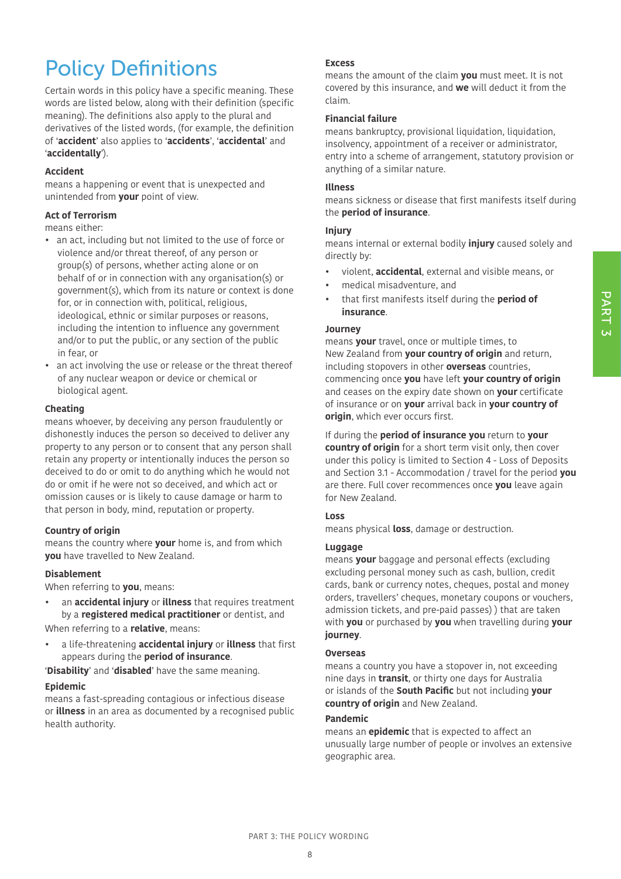# Policy Definitions

Certain words in this policy have a specific meaning. These words are listed below, along with their definition (specific meaning). The definitions also apply to the plural and derivatives of the listed words, (for example, the definition of '**accident**' also applies to '**accidents**', '**accidental**' and '**accidentally**').

### Accident

means a happening or event that is unexpected and unintended from **your** point of view.

### Act of Terrorism

means either:

- an act, including but not limited to the use of force or violence and/or threat thereof, of any person or group(s) of persons, whether acting alone or on behalf of or in connection with any organisation(s) or government(s), which from its nature or context is done for, or in connection with, political, religious, ideological, ethnic or similar purposes or reasons, including the intention to influence any government and/or to put the public, or any section of the public in fear, or
- an act involving the use or release or the threat thereof of any nuclear weapon or device or chemical or biological agent.

### Cheating

means whoever, by deceiving any person fraudulently or dishonestly induces the person so deceived to deliver any property to any person or to consent that any person shall retain any property or intentionally induces the person so deceived to do or omit to do anything which he would not do or omit if he were not so deceived, and which act or omission causes or is likely to cause damage or harm to that person in body, mind, reputation or property.

### Country of origin

means the country where **your** home is, and from which **you** have travelled to New Zealand.

### Disablement

When referring to **you**, means:

- an **accidental injury** or **illness** that requires treatment by a **registered medical practitioner** or dentist, and

When referring to a **relative**, means:

- a life-threatening **accidental injury** or **illness** that first appears during the **period of insurance**.

'**Disability**' and '**disabled**' have the same meaning.

### Epidemic

means a fast-spreading contagious or infectious disease or **illness** in an area as documented by a recognised public health authority.

### Excess

means the amount of the claim **you** must meet. It is not covered by this insurance, and **we** will deduct it from the claim.

### Financial failure

means bankruptcy, provisional liquidation, liquidation, insolvency, appointment of a receiver or administrator, entry into a scheme of arrangement, statutory provision or anything of a similar nature.

### Illness

means sickness or disease that first manifests itself during the **period of insurance**.

### Injury

means internal or external bodily **injury** caused solely and directly by:

- violent, **accidental**, external and visible means, or
- medical misadventure, and
- that first manifests itself during the **period of insurance**.

### Journey

means **your** travel, once or multiple times, to New Zealand from **your country of origin** and return, including stopovers in other **overseas** countries, commencing once **you** have left **your country of origin** and ceases on the expiry date shown on **your** certificate of insurance or on **your** arrival back in **your country of origin**, which ever occurs first.

If during the **period of insurance you** return to **your country of origin** for a short term visit only, then cover under this policy is limited to Section 4 - Loss of Deposits and Section 3.1 - Accommodation / travel for the period **you** are there. Full cover recommences once **you** leave again for New Zealand.

### Loss

means physical **loss**, damage or destruction.

### Luggage

means **your** baggage and personal effects (excluding excluding personal money such as cash, bullion, credit cards, bank or currency notes, cheques, postal and money orders, travellers' cheques, monetary coupons or vouchers, admission tickets, and pre-paid passes) ) that are taken with **you** or purchased by **you** when travelling during **your journey**.

### Overseas

means a country you have a stopover in, not exceeding nine days in **transit**, or thirty one days for Australia or islands of the **South Pacific** but not including **your country of origin** and New Zealand.

### Pandemic

means an **epidemic** that is expected to affect an unusually large number of people or involves an extensive geographic area.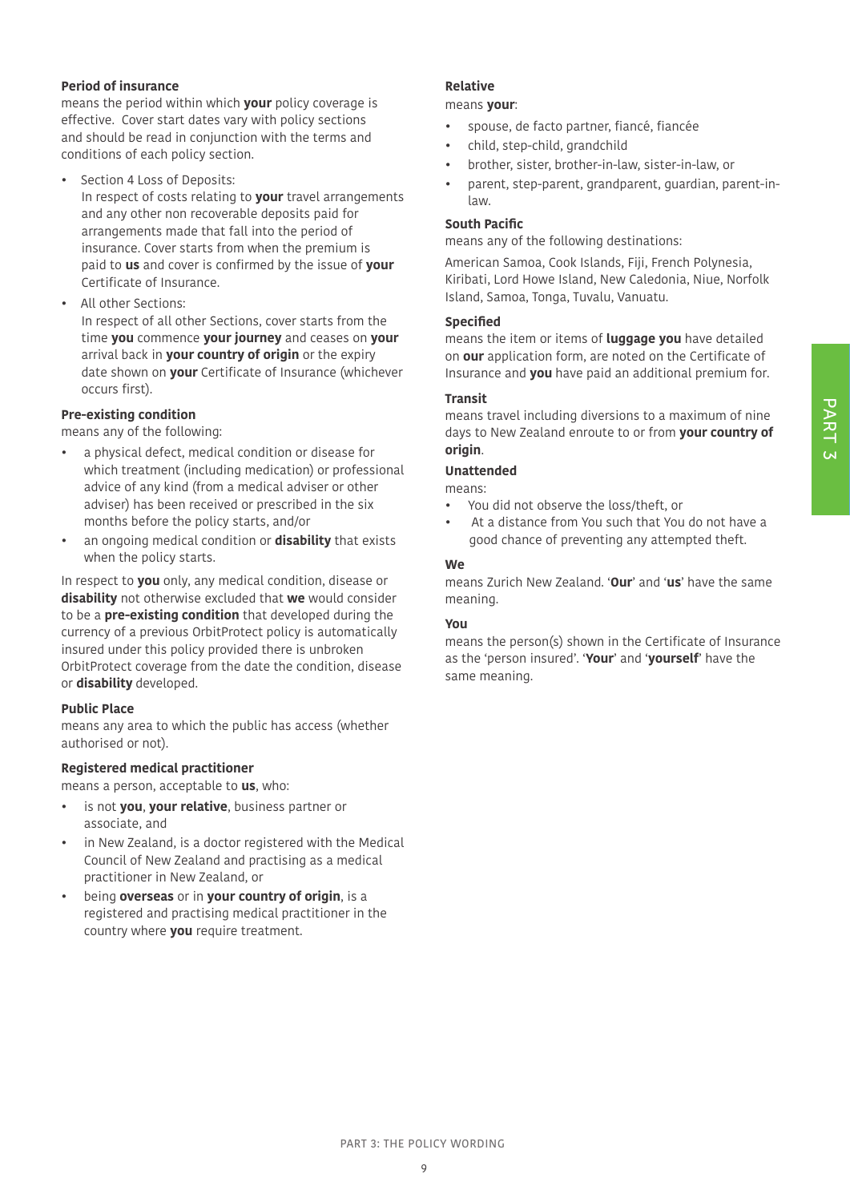**Period of insurance**
means the period within which **your** policy coverage is effective. Cover start dates vary with policy sections and should be read in conjunction with the terms and conditions of each policy section.

- Section 4 Loss of Deposits:
  In respect of costs relating to **your** travel arrangements and any other non recoverable deposits paid for arrangements made that fall into the period of insurance. Cover starts from when the premium is paid to **us** and cover is confirmed by the issue of **your** Certificate of Insurance.
- All other Sections:
  In respect of all other Sections, cover starts from the time **you** commence **your journey** and ceases on **your** arrival back in **your country of origin** or the expiry date shown on **your** Certificate of Insurance (whichever occurs first).

**Pre-existing condition**
means any of the following:

- a physical defect, medical condition or disease for which treatment (including medication) or professional advice of any kind (from a medical adviser or other adviser) has been received or prescribed in the six months before the policy starts, and/or
- an ongoing medical condition or **disability** that exists when the policy starts.

In respect to **you** only, any medical condition, disease or **disability** not otherwise excluded that **we** would consider to be a **pre-existing condition** that developed during the currency of a previous OrbitProtect policy is automatically insured under this policy provided there is unbroken OrbitProtect coverage from the date the condition, disease or **disability** developed.

**Public Place**
means any area to which the public has access (whether authorised or not).

**Registered medical practitioner**
means a person, acceptable to **us**, who:

- is not **you**, **your relative**, business partner or associate, and
- in New Zealand, is a doctor registered with the Medical Council of New Zealand and practising as a medical practitioner in New Zealand, or
- being **overseas** or in **your country of origin**, is a registered and practising medical practitioner in the country where **you** require treatment.

**Relative**
means **your**:

- spouse, de facto partner, fiancé, fiancée
- child, step-child, grandchild
- brother, sister, brother-in-law, sister-in-law, or
- parent, step-parent, grandparent, guardian, parent-in-law.

**South Pacific**
means any of the following destinations:

American Samoa, Cook Islands, Fiji, French Polynesia, Kiribati, Lord Howe Island, New Caledonia, Niue, Norfolk Island, Samoa, Tonga, Tuvalu, Vanuatu.

**Specified**
means the item or items of **luggage you** have detailed on **our** application form, are noted on the Certificate of Insurance and **you** have paid an additional premium for.

**Transit**
means travel including diversions to a maximum of nine days to New Zealand enroute to or from **your country of origin**.

**Unattended**
means:

- You did not observe the loss/theft, or
- At a distance from You such that You do not have a good chance of preventing any attempted theft.

**We**
means Zurich New Zealand. '**Our**' and '**us**' have the same meaning.

**You**
means the person(s) shown in the Certificate of Insurance as the 'person insured'. '**Your**' and '**yourself**' have the same meaning.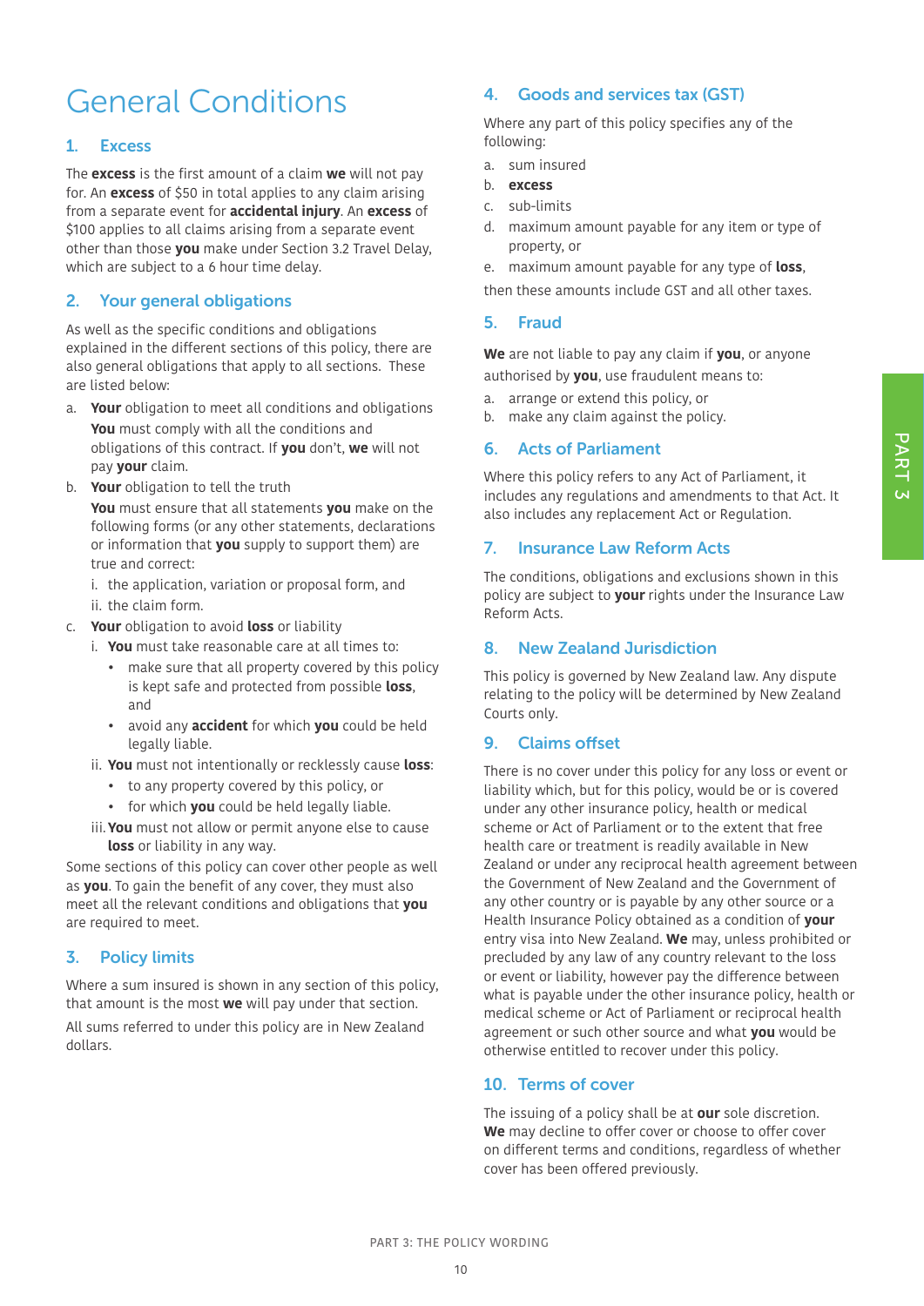# General Conditions

## 1. Excess

The **excess** is the first amount of a claim **we** will not pay for. An **excess** of $50 in total applies to any claim arising from a separate event for **accidental injury**. An **excess** of $100 applies to all claims arising from a separate event other than those **you** make under Section 3.2 Travel Delay, which are subject to a 6 hour time delay.

## 2. Your general obligations

As well as the specific conditions and obligations explained in the different sections of this policy, there are also general obligations that apply to all sections. These are listed below:

a. **Your** obligation to meet all conditions and obligations

   **You** must comply with all the conditions and obligations of this contract. If **you** don't, **we** will not pay **your** claim.

b. **Your** obligation to tell the truth

   **You** must ensure that all statements **you** make on the following forms (or any other statements, declarations or information that **you** supply to support them) are true and correct:

   i. the application, variation or proposal form, and

   ii. the claim form.

c. **Your** obligation to avoid **loss** or liability

   i. **You** must take reasonable care at all times to:

   - make sure that all property covered by this policy is kept safe and protected from possible **loss**, and
   - avoid any **accident** for which **you** could be held legally liable.

   ii. **You** must not intentionally or recklessly cause **loss**:

   - to any property covered by this policy, or
   - for which **you** could be held legally liable.

   iii. **You** must not allow or permit anyone else to cause **loss** or liability in any way.

Some sections of this policy can cover other people as well as **you**. To gain the benefit of any cover, they must also meet all the relevant conditions and obligations that **you** are required to meet.

## 3. Policy limits

Where a sum insured is shown in any section of this policy, that amount is the most **we** will pay under that section.

All sums referred to under this policy are in New Zealand dollars.

## 4. Goods and services tax (GST)

Where any part of this policy specifies any of the following:

a. sum insured

b. **excess**

c. sub-limits

d. maximum amount payable for any item or type of property, or

e. maximum amount payable for any type of **loss**,

then these amounts include GST and all other taxes.

## 5. Fraud

**We** are not liable to pay any claim if **you**, or anyone authorised by **you**, use fraudulent means to:

a. arrange or extend this policy, or

b. make any claim against the policy.

## 6. Acts of Parliament

Where this policy refers to any Act of Parliament, it includes any regulations and amendments to that Act. It also includes any replacement Act or Regulation.

## 7. Insurance Law Reform Acts

The conditions, obligations and exclusions shown in this policy are subject to **your** rights under the Insurance Law Reform Acts.

## 8. New Zealand Jurisdiction

This policy is governed by New Zealand law. Any dispute relating to the policy will be determined by New Zealand Courts only.

## 9. Claims offset

There is no cover under this policy for any loss or event or liability which, but for this policy, would be or is covered under any other insurance policy, health or medical scheme or Act of Parliament or to the extent that free health care or treatment is readily available in New Zealand or under any reciprocal health agreement between the Government of New Zealand and the Government of any other country or is payable by any other source or a Health Insurance Policy obtained as a condition of **your** entry visa into New Zealand. **We** may, unless prohibited or precluded by any law of any country relevant to the loss or event or liability, however pay the difference between what is payable under the other insurance policy, health or medical scheme or Act of Parliament or reciprocal health agreement or such other source and what **you** would be otherwise entitled to recover under this policy.

## 10. Terms of cover

The issuing of a policy shall be at **our** sole discretion. **We** may decline to offer cover or choose to offer cover on different terms and conditions, regardless of whether cover has been offered previously.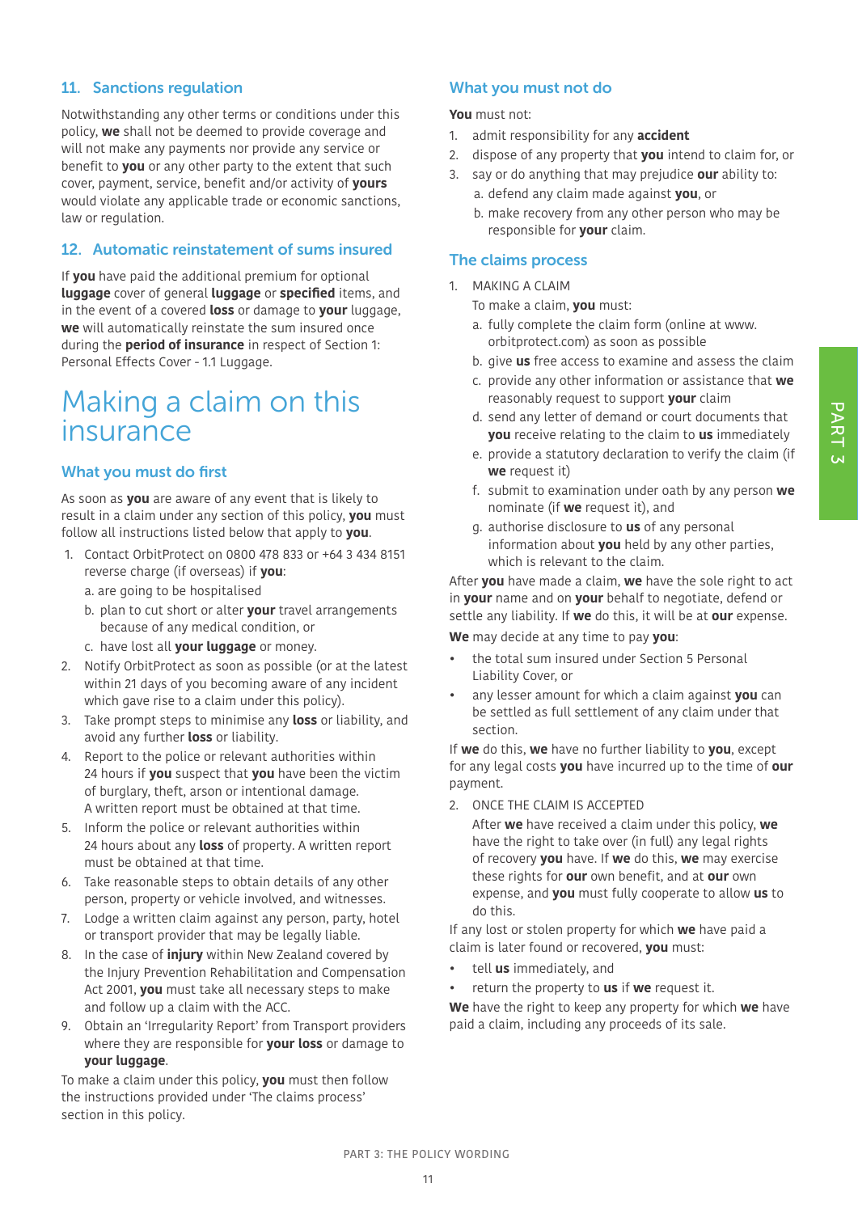## 11. Sanctions regulation

Notwithstanding any other terms or conditions under this policy, **we** shall not be deemed to provide coverage and will not make any payments nor provide any service or benefit to **you** or any other party to the extent that such cover, payment, service, benefit and/or activity of **yours** would violate any applicable trade or economic sanctions, law or regulation.

## 12. Automatic reinstatement of sums insured

If **you** have paid the additional premium for optional **luggage** cover of general **luggage** or **specified** items, and in the event of a covered **loss** or damage to **your** luggage, **we** will automatically reinstate the sum insured once during the **period of insurance** in respect of Section 1: Personal Effects Cover - 1.1 Luggage.

# Making a claim on this insurance

## What you must do first

As soon as **you** are aware of any event that is likely to result in a claim under any section of this policy, **you** must follow all instructions listed below that apply to **you**.

1. Contact OrbitProtect on 0800 478 833 or +64 3 434 8151 reverse charge (if overseas) if **you**:
   a. are going to be hospitalised
   b. plan to cut short or alter **your** travel arrangements because of any medical condition, or
   c. have lost all **your luggage** or money.
2. Notify OrbitProtect as soon as possible (or at the latest within 21 days of you becoming aware of any incident which gave rise to a claim under this policy).
3. Take prompt steps to minimise any **loss** or liability, and avoid any further **loss** or liability.
4. Report to the police or relevant authorities within 24 hours if **you** suspect that **you** have been the victim of burglary, theft, arson or intentional damage. A written report must be obtained at that time.
5. Inform the police or relevant authorities within 24 hours about any **loss** of property. A written report must be obtained at that time.
6. Take reasonable steps to obtain details of any other person, property or vehicle involved, and witnesses.
7. Lodge a written claim against any person, party, hotel or transport provider that may be legally liable.
8. In the case of **injury** within New Zealand covered by the Injury Prevention Rehabilitation and Compensation Act 2001, **you** must take all necessary steps to make and follow up a claim with the ACC.
9. Obtain an 'Irregularity Report' from Transport providers where they are responsible for **your loss** or damage to **your luggage**.

To make a claim under this policy, **you** must then follow the instructions provided under 'The claims process' section in this policy.

## What you must not do

**You** must not:

1. admit responsibility for any **accident**
2. dispose of any property that **you** intend to claim for, or
3. say or do anything that may prejudice **our** ability to:
   a. defend any claim made against **you**, or
   b. make recovery from any other person who may be responsible for **your** claim.

## The claims process

1. MAKING A CLAIM

   To make a claim, **you** must:
   a. fully complete the claim form (online at www.orbitprotect.com) as soon as possible
   b. give **us** free access to examine and assess the claim
   c. provide any other information or assistance that **we** reasonably request to support **your** claim
   d. send any letter of demand or court documents that **you** receive relating to the claim to **us** immediately
   e. provide a statutory declaration to verify the claim (if **we** request it)
   f. submit to examination under oath by any person **we** nominate (if **we** request it), and
   g. authorise disclosure to **us** of any personal information about **you** held by any other parties, which is relevant to the claim.

After **you** have made a claim, **we** have the sole right to act in **your** name and on **your** behalf to negotiate, defend or settle any liability. If **we** do this, it will be at **our** expense.

**We** may decide at any time to pay **you**:

- the total sum insured under Section 5 Personal Liability Cover, or
- any lesser amount for which a claim against **you** can be settled as full settlement of any claim under that section.

If **we** do this, **we** have no further liability to **you**, except for any legal costs **you** have incurred up to the time of **our** payment.

2. ONCE THE CLAIM IS ACCEPTED

   After **we** have received a claim under this policy, **we** have the right to take over (in full) any legal rights of recovery **you** have. If **we** do this, **we** may exercise these rights for **our** own benefit, and at **our** own expense, and **you** must fully cooperate to allow **us** to do this.

If any lost or stolen property for which **we** have paid a claim is later found or recovered, **you** must:

- tell **us** immediately, and
- return the property to **us** if **we** request it.

**We** have the right to keep any property for which **we** have paid a claim, including any proceeds of its sale.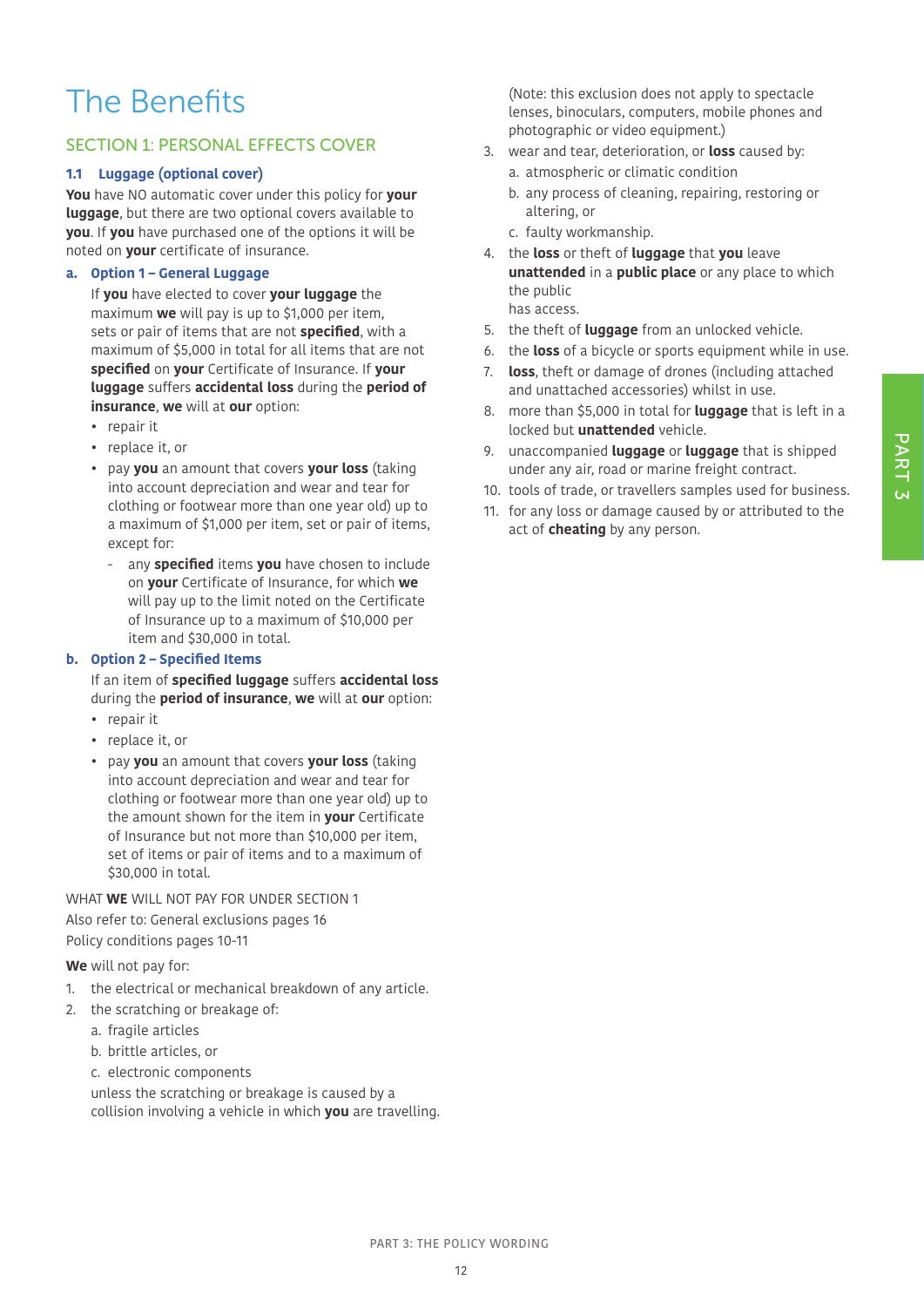# The Benefits

## SECTION 1: PERSONAL EFFECTS COVER

### 1.1 Luggage (optional cover)

**You** have NO automatic cover under this policy for **your luggage**, but there are two optional covers available to **you**. If **you** have purchased one of the options it will be noted on **your** certificate of insurance.

**a. Option 1 – General Luggage**

If **you** have elected to cover **your luggage** the maximum **we** will pay is up to $1,000 per item, sets or pair of items that are not **specified**, with a maximum of $5,000 in total for all items that are not **specified** on **your** Certificate of Insurance. If **your luggage** suffers **accidental loss** during the **period of insurance**, **we** will at **our** option:

- repair it
- replace it, or
- pay **you** an amount that covers **your loss** (taking into account depreciation and wear and tear for clothing or footwear more than one year old) up to a maximum of $1,000 per item, set or pair of items, except for:
  - any **specified** items **you** have chosen to include on **your** Certificate of Insurance, for which **we** will pay up to the limit noted on the Certificate of Insurance up to a maximum of $10,000 per item and $30,000 in total.

**b. Option 2 – Specified Items**

If an item of **specified luggage** suffers **accidental loss** during the **period of insurance**, **we** will at **our** option:

- repair it
- replace it, or
- pay **you** an amount that covers **your loss** (taking into account depreciation and wear and tear for clothing or footwear more than one year old) up to the amount shown for the item in **your** Certificate of Insurance but not more than $10,000 per item, set of items or pair of items and to a maximum of $30,000 in total.

WHAT **WE** WILL NOT PAY FOR UNDER SECTION 1

Also refer to: General exclusions pages 16

Policy conditions pages 10-11

**We** will not pay for:

1. the electrical or mechanical breakdown of any article.
2. the scratching or breakage of:
   a. fragile articles
   b. brittle articles, or
   c. electronic components

   unless the scratching or breakage is caused by a collision involving a vehicle in which **you** are travelling.

   (Note: this exclusion does not apply to spectacle lenses, binoculars, computers, mobile phones and photographic or video equipment.)
3. wear and tear, deterioration, or **loss** caused by:
   a. atmospheric or climatic condition
   b. any process of cleaning, repairing, restoring or altering, or
   c. faulty workmanship.
4. the **loss** or theft of **luggage** that **you** leave **unattended** in a **public place** or any place to which the public has access.
5. the theft of **luggage** from an unlocked vehicle.
6. the **loss** of a bicycle or sports equipment while in use.
7. **loss**, theft or damage of drones (including attached and unattached accessories) whilst in use.
8. more than $5,000 in total for **luggage** that is left in a locked but **unattended** vehicle.
9. unaccompanied **luggage** or **luggage** that is shipped under any air, road or marine freight contract.
10. tools of trade, or travellers samples used for business.
11. for any loss or damage caused by or attributed to the act of **cheating** by any person.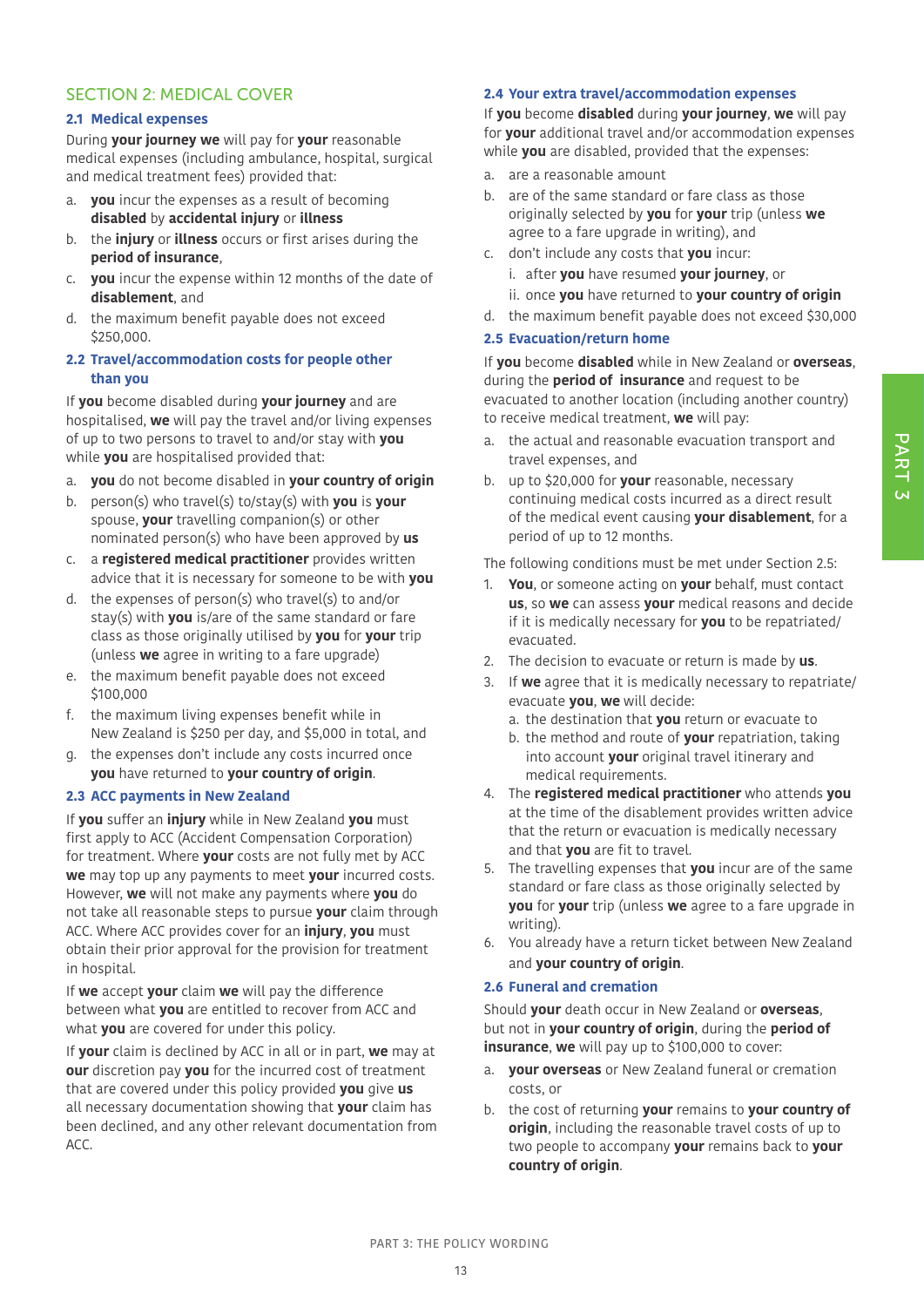## SECTION 2: MEDICAL COVER

### 2.1 Medical expenses

During **your journey we** will pay for **your** reasonable medical expenses (including ambulance, hospital, surgical and medical treatment fees) provided that:

a. **you** incur the expenses as a result of becoming **disabled** by **accidental injury** or **illness**

b. the **injury** or **illness** occurs or first arises during the **period of insurance**,

c. **you** incur the expense within 12 months of the date of **disablement**, and

d. the maximum benefit payable does not exceed $250,000.

### 2.2 Travel/accommodation costs for people other than you

If **you** become disabled during **your journey** and are hospitalised, **we** will pay the travel and/or living expenses of up to two persons to travel to and/or stay with **you** while **you** are hospitalised provided that:

a. **you** do not become disabled in **your country of origin**

b. person(s) who travel(s) to/stay(s) with **you** is **your** spouse, **your** travelling companion(s) or other nominated person(s) who have been approved by **us**

c. a **registered medical practitioner** provides written advice that it is necessary for someone to be with **you**

d. the expenses of person(s) who travel(s) to and/or stay(s) with **you** is/are of the same standard or fare class as those originally utilised by **you** for **your** trip (unless **we** agree in writing to a fare upgrade)

e. the maximum benefit payable does not exceed $100,000

f. the maximum living expenses benefit while in New Zealand is $250 per day, and $5,000 in total, and

g. the expenses don't include any costs incurred once **you** have returned to **your country of origin**.

### 2.3 ACC payments in New Zealand

If **you** suffer an **injury** while in New Zealand **you** must first apply to ACC (Accident Compensation Corporation) for treatment. Where **your** costs are not fully met by ACC **we** may top up any payments to meet **your** incurred costs. However, **we** will not make any payments where **you** do not take all reasonable steps to pursue **your** claim through ACC. Where ACC provides cover for an **injury**, **you** must obtain their prior approval for the provision for treatment in hospital.

If **we** accept **your** claim **we** will pay the difference between what **you** are entitled to recover from ACC and what **you** are covered for under this policy.

If **your** claim is declined by ACC in all or in part, **we** may at **our** discretion pay **you** for the incurred cost of treatment that are covered under this policy provided **you** give **us** all necessary documentation showing that **your** claim has been declined, and any other relevant documentation from ACC.

### 2.4 Your extra travel/accommodation expenses

If **you** become **disabled** during **your journey**, **we** will pay for **your** additional travel and/or accommodation expenses while **you** are disabled, provided that the expenses:

a. are a reasonable amount

b. are of the same standard or fare class as those originally selected by **you** for **your** trip (unless **we** agree to a fare upgrade in writing), and

c. don't include any costs that **you** incur:
   i. after **you** have resumed **your journey**, or
   ii. once **you** have returned to **your country of origin**

d. the maximum benefit payable does not exceed $30,000

### 2.5 Evacuation/return home

If **you** become **disabled** while in New Zealand or **overseas**, during the **period of insurance** and request to be evacuated to another location (including another country) to receive medical treatment, **we** will pay:

a. the actual and reasonable evacuation transport and travel expenses, and

b. up to $20,000 for **your** reasonable, necessary continuing medical costs incurred as a direct result of the medical event causing **your disablement**, for a period of up to 12 months.

The following conditions must be met under Section 2.5:

1. **You**, or someone acting on **your** behalf, must contact **us**, so **we** can assess **your** medical reasons and decide if it is medically necessary for **you** to be repatriated/evacuated.
2. The decision to evacuate or return is made by **us**.
3. If **we** agree that it is medically necessary to repatriate/evacuate **you**, **we** will decide:
   a. the destination that **you** return or evacuate to
   b. the method and route of **your** repatriation, taking into account **your** original travel itinerary and medical requirements.
4. The **registered medical practitioner** who attends **you** at the time of the disablement provides written advice that the return or evacuation is medically necessary and that **you** are fit to travel.
5. The travelling expenses that **you** incur are of the same standard or fare class as those originally selected by **you** for **your** trip (unless **we** agree to a fare upgrade in writing).
6. You already have a return ticket between New Zealand and **your country of origin**.

### 2.6 Funeral and cremation

Should **your** death occur in New Zealand or **overseas**, but not in **your country of origin**, during the **period of insurance**, **we** will pay up to $100,000 to cover:

a. **your overseas** or New Zealand funeral or cremation costs, or

b. the cost of returning **your** remains to **your country of origin**, including the reasonable travel costs of up to two people to accompany **your** remains back to **your country of origin**.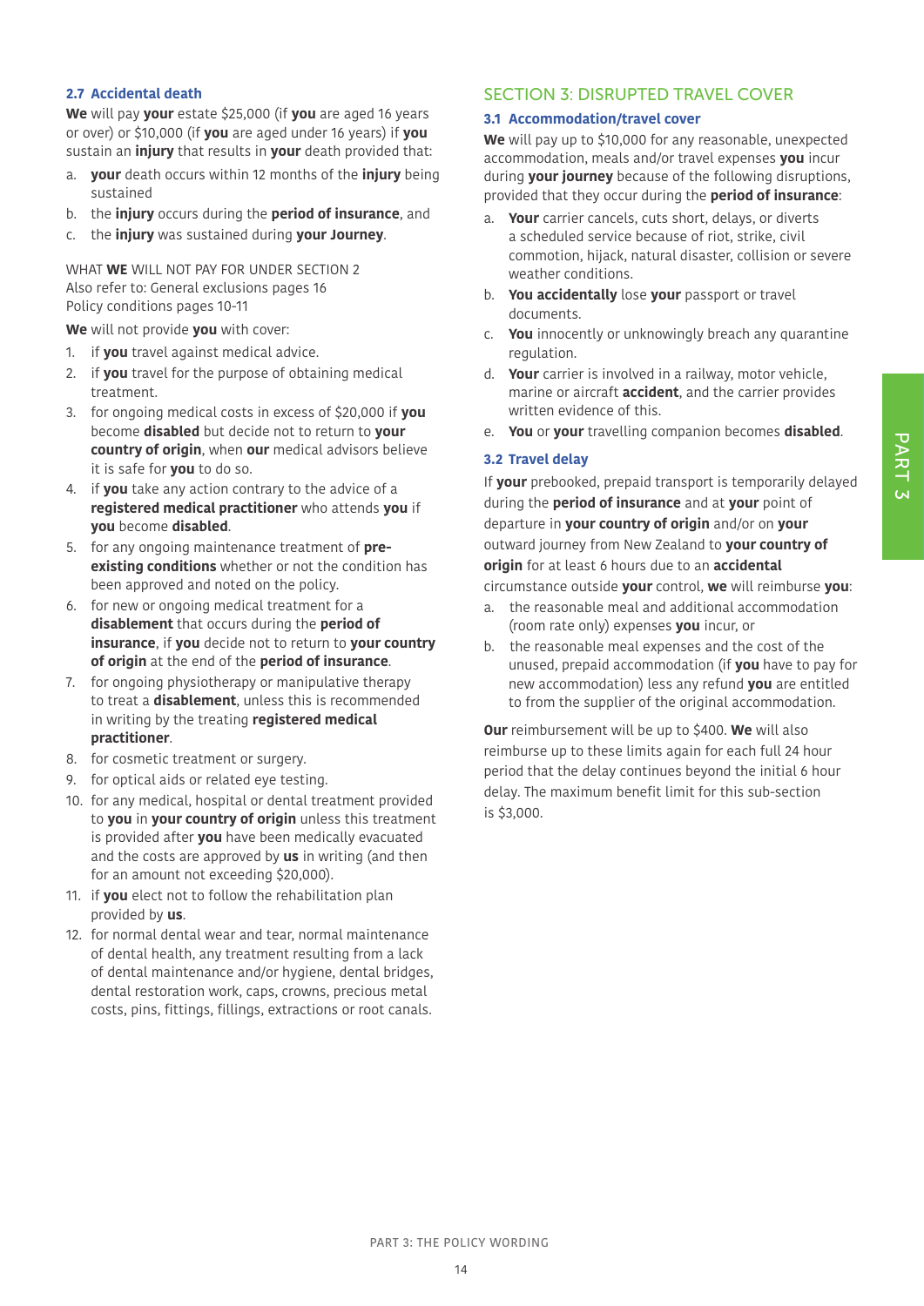### 2.7 Accidental death

**We** will pay **your** estate $25,000 (if **you** are aged 16 years or over) or $10,000 (if **you** are aged under 16 years) if **you** sustain an **injury** that results in **your** death provided that:

a. **your** death occurs within 12 months of the **injury** being sustained
b. the **injury** occurs during the **period of insurance**, and
c. the **injury** was sustained during **your Journey**.

WHAT **WE** WILL NOT PAY FOR UNDER SECTION 2
Also refer to: General exclusions pages 16
Policy conditions pages 10-11

**We** will not provide **you** with cover:

1. if **you** travel against medical advice.
2. if **you** travel for the purpose of obtaining medical treatment.
3. for ongoing medical costs in excess of $20,000 if **you** become **disabled** but decide not to return to **your country of origin**, when **our** medical advisors believe it is safe for **you** to do so.
4. if **you** take any action contrary to the advice of a **registered medical practitioner** who attends **you** if **you** become **disabled**.
5. for any ongoing maintenance treatment of **pre-existing conditions** whether or not the condition has been approved and noted on the policy.
6. for new or ongoing medical treatment for a **disablement** that occurs during the **period of insurance**, if **you** decide not to return to **your country of origin** at the end of the **period of insurance**.
7. for ongoing physiotherapy or manipulative therapy to treat a **disablement**, unless this is recommended in writing by the treating **registered medical practitioner**.
8. for cosmetic treatment or surgery.
9. for optical aids or related eye testing.
10. for any medical, hospital or dental treatment provided to **you** in **your country of origin** unless this treatment is provided after **you** have been medically evacuated and the costs are approved by **us** in writing (and then for an amount not exceeding $20,000).
11. if **you** elect not to follow the rehabilitation plan provided by **us**.
12. for normal dental wear and tear, normal maintenance of dental health, any treatment resulting from a lack of dental maintenance and/or hygiene, dental bridges, dental restoration work, caps, crowns, precious metal costs, pins, fittings, fillings, extractions or root canals.

## SECTION 3: DISRUPTED TRAVEL COVER

### 3.1 Accommodation/travel cover

**We** will pay up to $10,000 for any reasonable, unexpected accommodation, meals and/or travel expenses **you** incur during **your journey** because of the following disruptions, provided that they occur during the **period of insurance**:

a. **Your** carrier cancels, cuts short, delays, or diverts a scheduled service because of riot, strike, civil commotion, hijack, natural disaster, collision or severe weather conditions.
b. **You accidentally** lose **your** passport or travel documents.
c. **You** innocently or unknowingly breach any quarantine regulation.
d. **Your** carrier is involved in a railway, motor vehicle, marine or aircraft **accident**, and the carrier provides written evidence of this.
e. **You** or **your** travelling companion becomes **disabled**.

### 3.2 Travel delay

If **your** prebooked, prepaid transport is temporarily delayed during the **period of insurance** and at **your** point of departure in **your country of origin** and/or on **your** outward journey from New Zealand to **your country of origin** for at least 6 hours due to an **accidental** circumstance outside **your** control, **we** will reimburse **you**:

a. the reasonable meal and additional accommodation (room rate only) expenses **you** incur, or
b. the reasonable meal expenses and the cost of the unused, prepaid accommodation (if **you** have to pay for new accommodation) less any refund **you** are entitled to from the supplier of the original accommodation.

**Our** reimbursement will be up to $400. **We** will also reimburse up to these limits again for each full 24 hour period that the delay continues beyond the initial 6 hour delay. The maximum benefit limit for this sub-section is $3,000.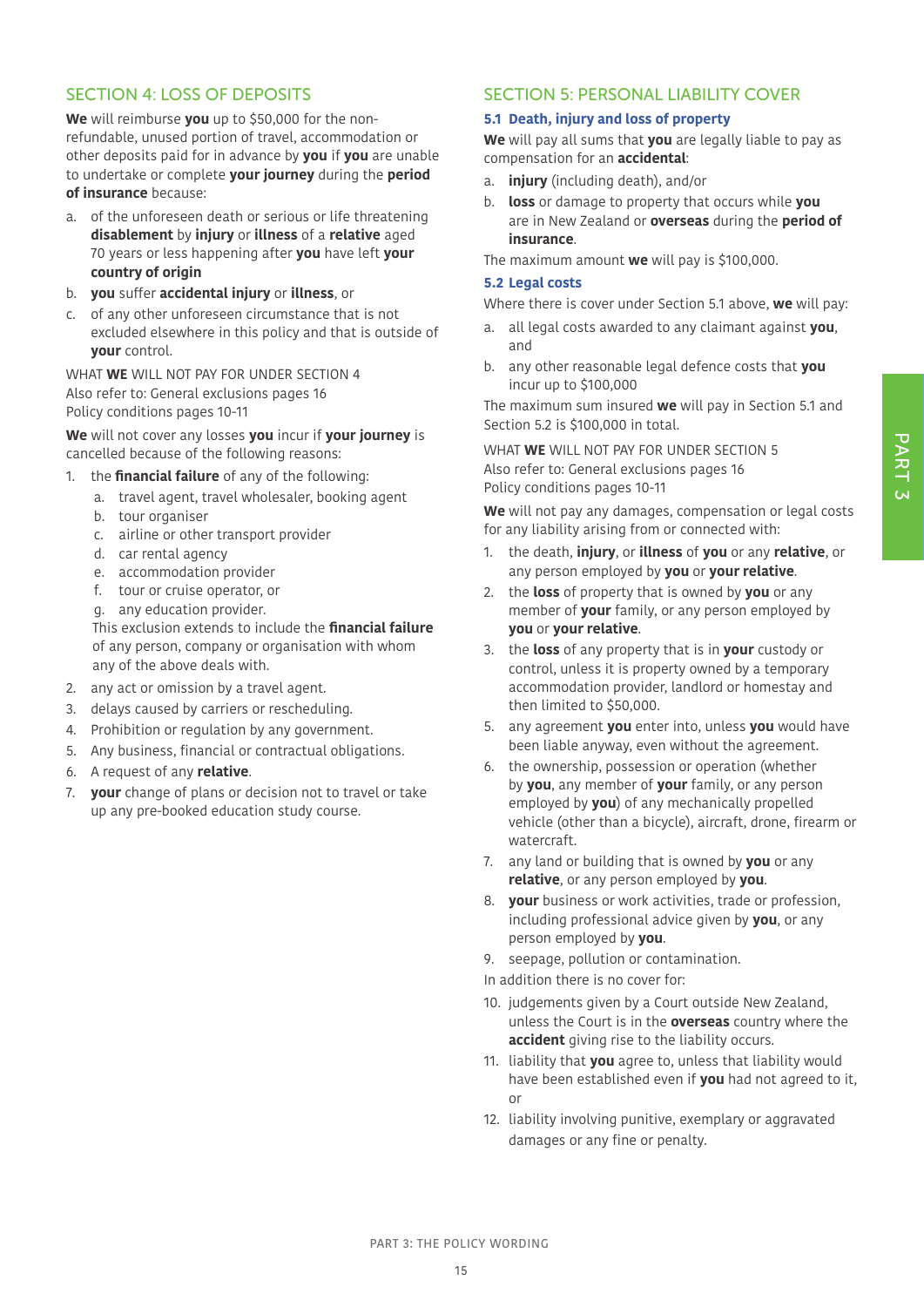## SECTION 4: LOSS OF DEPOSITS

**We** will reimburse **you** up to $50,000 for the non-refundable, unused portion of travel, accommodation or other deposits paid for in advance by **you** if **you** are unable to undertake or complete **your journey** during the **period of insurance** because:

a. of the unforeseen death or serious or life threatening **disablement** by **injury** or **illness** of a **relative** aged 70 years or less happening after **you** have left **your country of origin**

b. **you** suffer **accidental injury** or **illness**, or

c. of any other unforeseen circumstance that is not excluded elsewhere in this policy and that is outside of **your** control.

WHAT **WE** WILL NOT PAY FOR UNDER SECTION 4
Also refer to: General exclusions pages 16
Policy conditions pages 10-11

**We** will not cover any losses **you** incur if **your journey** is cancelled because of the following reasons:

1. the **financial failure** of any of the following:
   a. travel agent, travel wholesaler, booking agent
   b. tour organiser
   c. airline or other transport provider
   d. car rental agency
   e. accommodation provider
   f. tour or cruise operator, or
   g. any education provider.

   This exclusion extends to include the **financial failure** of any person, company or organisation with whom any of the above deals with.
2. any act or omission by a travel agent.
3. delays caused by carriers or rescheduling.
4. Prohibition or regulation by any government.
5. Any business, financial or contractual obligations.
6. A request of any **relative**.
7. **your** change of plans or decision not to travel or take up any pre-booked education study course.

## SECTION 5: PERSONAL LIABILITY COVER

### 5.1 Death, injury and loss of property

**We** will pay all sums that **you** are legally liable to pay as compensation for an **accidental**:

a. **injury** (including death), and/or

b. **loss** or damage to property that occurs while **you** are in New Zealand or **overseas** during the **period of insurance**.

The maximum amount **we** will pay is $100,000.

### 5.2 Legal costs

Where there is cover under Section 5.1 above, **we** will pay:

a. all legal costs awarded to any claimant against **you**, and

b. any other reasonable legal defence costs that **you** incur up to $100,000

The maximum sum insured **we** will pay in Section 5.1 and Section 5.2 is $100,000 in total.

WHAT **WE** WILL NOT PAY FOR UNDER SECTION 5
Also refer to: General exclusions pages 16
Policy conditions pages 10-11

**We** will not pay any damages, compensation or legal costs for any liability arising from or connected with:

1. the death, **injury**, or **illness** of **you** or any **relative**, or any person employed by **you** or **your relative**.
2. the **loss** of property that is owned by **you** or any member of **your** family, or any person employed by **you** or **your relative**.
3. the **loss** of any property that is in **your** custody or control, unless it is property owned by a temporary accommodation provider, landlord or homestay and then limited to $50,000.
5. any agreement **you** enter into, unless **you** would have been liable anyway, even without the agreement.
6. the ownership, possession or operation (whether by **you**, any member of **your** family, or any person employed by **you**) of any mechanically propelled vehicle (other than a bicycle), aircraft, drone, firearm or watercraft.
7. any land or building that is owned by **you** or any **relative**, or any person employed by **you**.
8. **your** business or work activities, trade or profession, including professional advice given by **you**, or any person employed by **you**.
9. seepage, pollution or contamination.

In addition there is no cover for:

10. judgements given by a Court outside New Zealand, unless the Court is in the **overseas** country where the **accident** giving rise to the liability occurs.
11. liability that **you** agree to, unless that liability would have been established even if **you** had not agreed to it, or
12. liability involving punitive, exemplary or aggravated damages or any fine or penalty.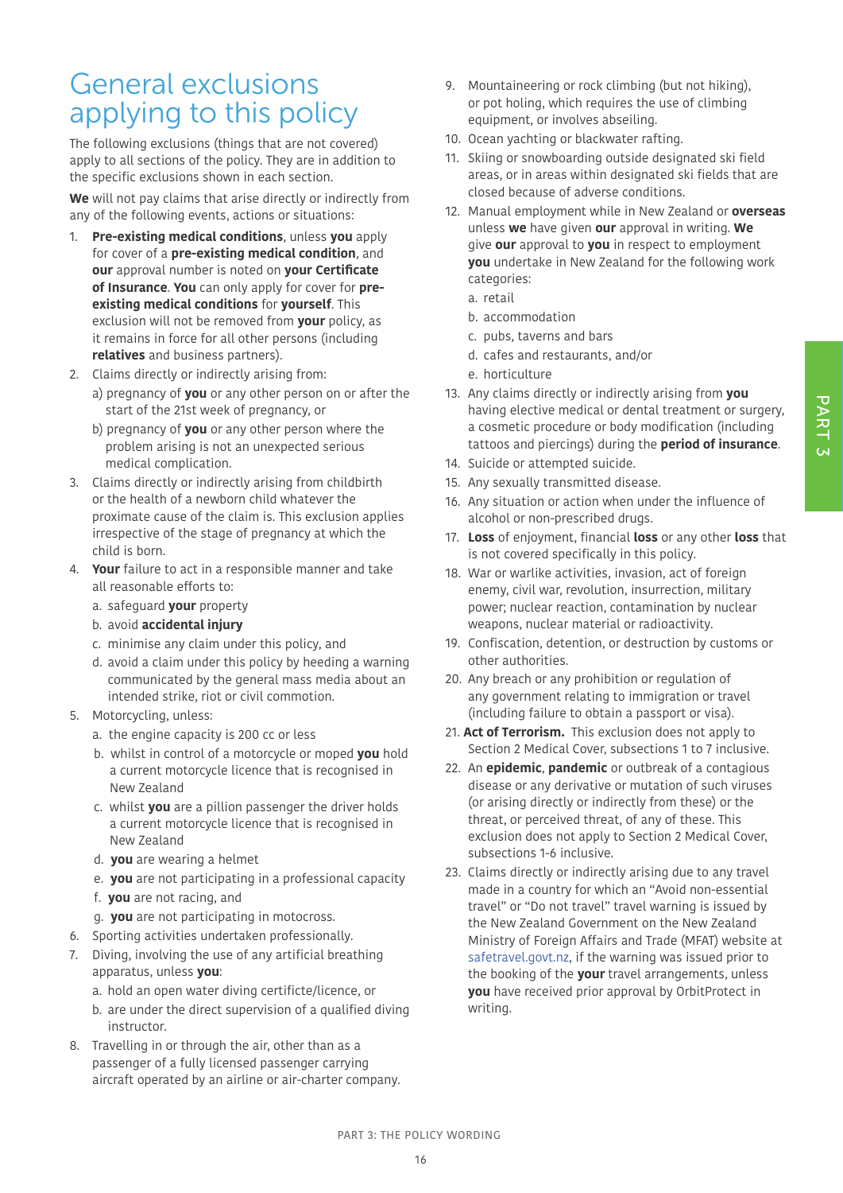# General exclusions applying to this policy

The following exclusions (things that are not covered) apply to all sections of the policy. They are in addition to the specific exclusions shown in each section.

**We** will not pay claims that arise directly or indirectly from any of the following events, actions or situations:

1. **Pre-existing medical conditions**, unless **you** apply for cover of a **pre-existing medical condition**, and **our** approval number is noted on **your Certificate of Insurance**. **You** can only apply for cover for **pre-existing medical conditions** for **yourself**. This exclusion will not be removed from **your** policy, as it remains in force for all other persons (including **relatives** and business partners).
2. Claims directly or indirectly arising from:
   a) pregnancy of **you** or any other person on or after the start of the 21st week of pregnancy, or
   b) pregnancy of **you** or any other person where the problem arising is not an unexpected serious medical complication.
3. Claims directly or indirectly arising from childbirth or the health of a newborn child whatever the proximate cause of the claim is. This exclusion applies irrespective of the stage of pregnancy at which the child is born.
4. **Your** failure to act in a responsible manner and take all reasonable efforts to:
   a. safeguard **your** property
   b. avoid **accidental injury**
   c. minimise any claim under this policy, and
   d. avoid a claim under this policy by heeding a warning communicated by the general mass media about an intended strike, riot or civil commotion.
5. Motorcycling, unless:
   a. the engine capacity is 200 cc or less
   b. whilst in control of a motorcycle or moped **you** hold a current motorcycle licence that is recognised in New Zealand
   c. whilst **you** are a pillion passenger the driver holds a current motorcycle licence that is recognised in New Zealand
   d. **you** are wearing a helmet
   e. **you** are not participating in a professional capacity
   f. **you** are not racing, and
   g. **you** are not participating in motocross.
6. Sporting activities undertaken professionally.
7. Diving, involving the use of any artificial breathing apparatus, unless **you**:
   a. hold an open water diving certificte/licence, or
   b. are under the direct supervision of a qualified diving instructor.
8. Travelling in or through the air, other than as a passenger of a fully licensed passenger carrying aircraft operated by an airline or air-charter company.
9. Mountaineering or rock climbing (but not hiking), or pot holing, which requires the use of climbing equipment, or involves abseiling.
10. Ocean yachting or blackwater rafting.
11. Skiing or snowboarding outside designated ski field areas, or in areas within designated ski fields that are closed because of adverse conditions.
12. Manual employment while in New Zealand or **overseas** unless **we** have given **our** approval in writing. **We** give **our** approval to **you** in respect to employment **you** undertake in New Zealand for the following work categories:
    a. retail
    b. accommodation
    c. pubs, taverns and bars
    d. cafes and restaurants, and/or
    e. horticulture
13. Any claims directly or indirectly arising from **you** having elective medical or dental treatment or surgery, a cosmetic procedure or body modification (including tattoos and piercings) during the **period of insurance**.
14. Suicide or attempted suicide.
15. Any sexually transmitted disease.
16. Any situation or action when under the influence of alcohol or non-prescribed drugs.
17. **Loss** of enjoyment, financial **loss** or any other **loss** that is not covered specifically in this policy.
18. War or warlike activities, invasion, act of foreign enemy, civil war, revolution, insurrection, military power; nuclear reaction, contamination by nuclear weapons, nuclear material or radioactivity.
19. Confiscation, detention, or destruction by customs or other authorities.
20. Any breach or any prohibition or regulation of any government relating to immigration or travel (including failure to obtain a passport or visa).
21. **Act of Terrorism.** This exclusion does not apply to Section 2 Medical Cover, subsections 1 to 7 inclusive.
22. An **epidemic**, **pandemic** or outbreak of a contagious disease or any derivative or mutation of such viruses (or arising directly or indirectly from these) or the threat, or perceived threat, of any of these. This exclusion does not apply to Section 2 Medical Cover, subsections 1-6 inclusive.
23. Claims directly or indirectly arising due to any travel made in a country for which an "Avoid non-essential travel" or "Do not travel" travel warning is issued by the New Zealand Government on the New Zealand Ministry of Foreign Affairs and Trade (MFAT) website at safetravel.govt.nz, if the warning was issued prior to the booking of the **your** travel arrangements, unless **you** have received prior approval by OrbitProtect in writing.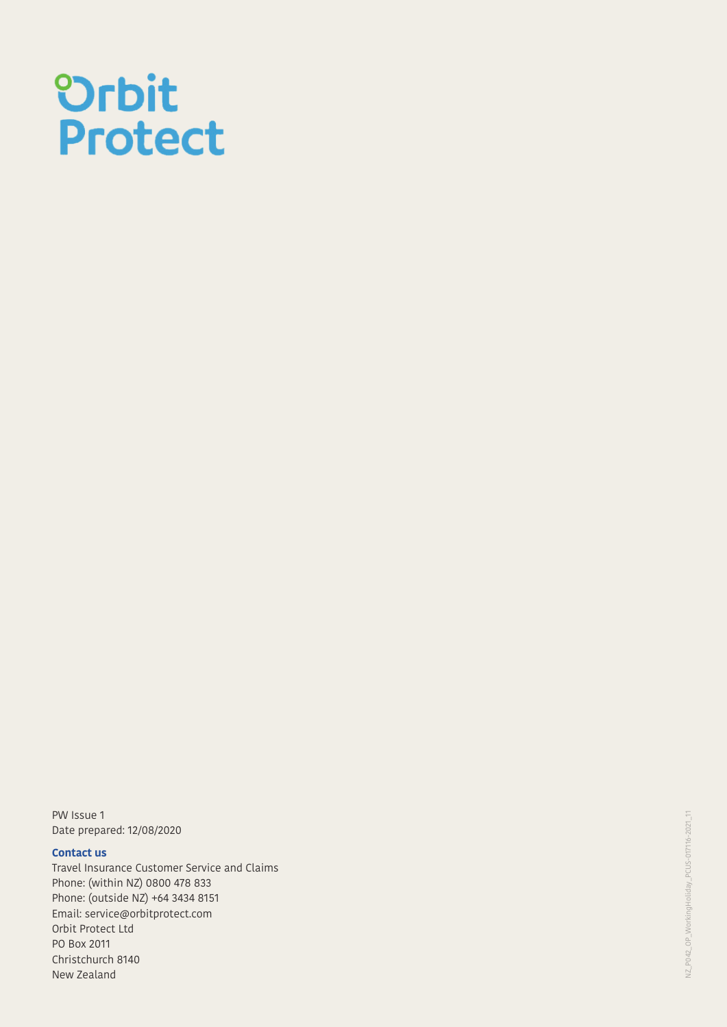# Orbit Protect

PW Issue 1
Date prepared: 12/08/2020

**Contact us**

Travel Insurance Customer Service and Claims
Phone: (within NZ) 0800 478 833
Phone: (outside NZ) +64 3434 8151
Email: service@orbitprotect.com
Orbit Protect Ltd
PO Box 2011
Christchurch 8140
New Zealand

NZ_P042_OP_WorkingHoliday_PCUS-017116-2021_11